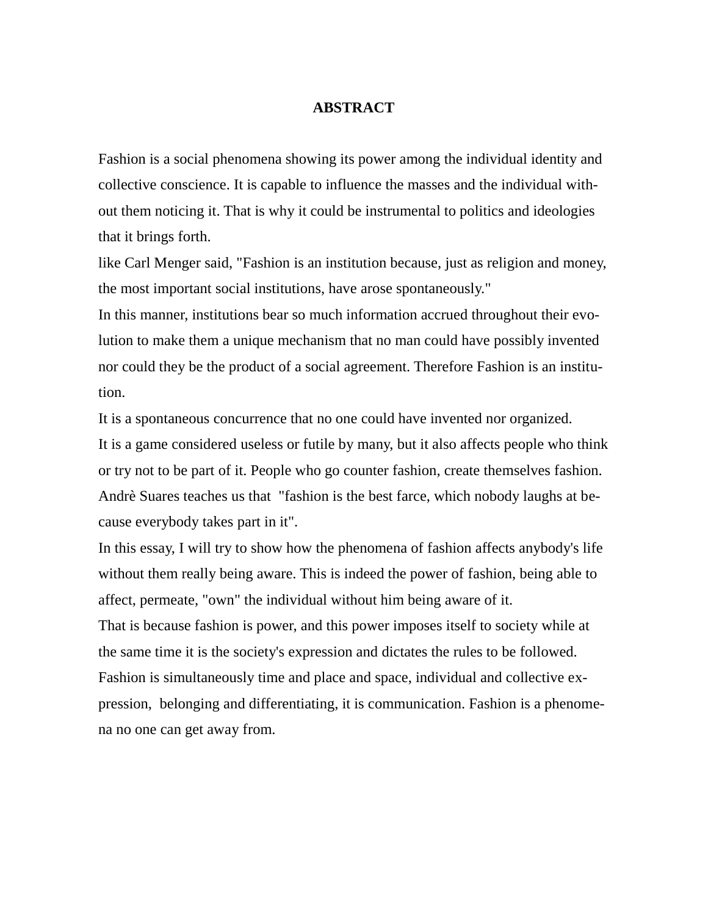## ABSTRACT

Fashion is a social phenomena showing its power among the individual identity and collective conscience. It is capable to influence the masses and the individual without them noticing it. That is why it could be instrumental to politics and ideologies that it brings forth.

like Carl Menger said, "Fashion is an institution because, just as religion and money, the most important social institutions, have arose spontaneously."

In this manner, institutions bear so much information accrued throughout their evolution to make them a unique mechanism that no man could have possibly invented nor could they be the product of a social agreement. Therefore Fashion is an institution.

It is a spontaneous concurrence that no one could have invented nor organized.

It is a game considered useless or futile by many, but it also affects people who think or try not to be part of it. People who go counter fashion, create themselves fashion.

Andrè Suares teaches us that "fashion is the best farce, which nobody laughs at because everybody takes part in it".

In this essay, I will try to show how the phenomena of fashion affects anybody's life without them really being aware. This is indeed the power of fashion, being able to affect, permeate, "own" the individual without him being aware of it.

That is because fashion is power, and this power imposes itself to society while at the same time it is the society's expression and dictates the rules to be followed.

Fashion is simultaneously time and place and space, individual and collective expression, belonging and differentiating, it is communication. Fashion is a phenomena no one can get away from.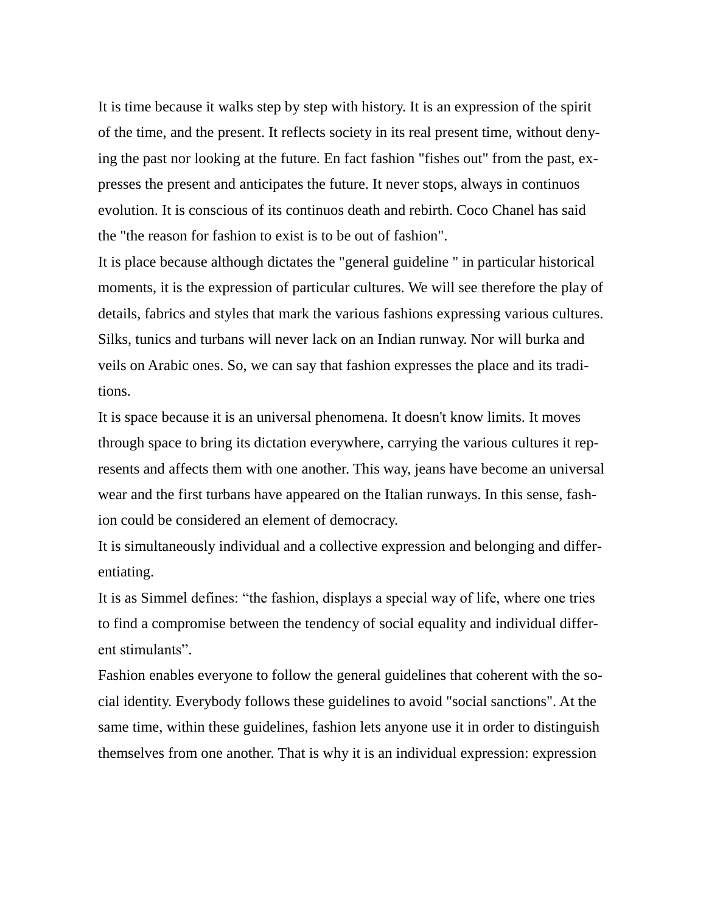It is time because it walks step by step with history. It is an expression of the spirit of the time, and the present. It reflects society in its real present time, without denying the past nor looking at the future. En fact fashion "fishes out" from the past, expresses the present and anticipates the future. It never stops, always in continuos evolution. It is conscious of its continuos death and rebirth. Coco Chanel has said the "the reason for fashion to exist is to be out of fashion".

It is place because although dictates the "general guideline " in particular historical moments, it is the expression of particular cultures. We will see therefore the play of details, fabrics and styles that mark the various fashions expressing various cultures. Silks, tunics and turbans will never lack on an Indian runway. Nor will burka and veils on Arabic ones. So, we can say that fashion expresses the place and its traditions.

It is space because it is an universal phenomena. It doesn't know limits. It moves through space to bring its dictation everywhere, carrying the various cultures it represents and affects them with one another. This way, jeans have become an universal wear and the first turbans have appeared on the Italian runways. In this sense, fashion could be considered an element of democracy.

It is simultaneously individual and a collective expression and belonging and differentiating.

It is as Simmel defines: “the fashion, displays a special way of life, where one tries to find a compromise between the tendency of social equality and individual different stimulants”.

Fashion enables everyone to follow the general guidelines that coherent with the social identity. Everybody follows these guidelines to avoid "social sanctions". At the same time, within these guidelines, fashion lets anyone use it in order to distinguish themselves from one another. That is why it is an individual expression: expression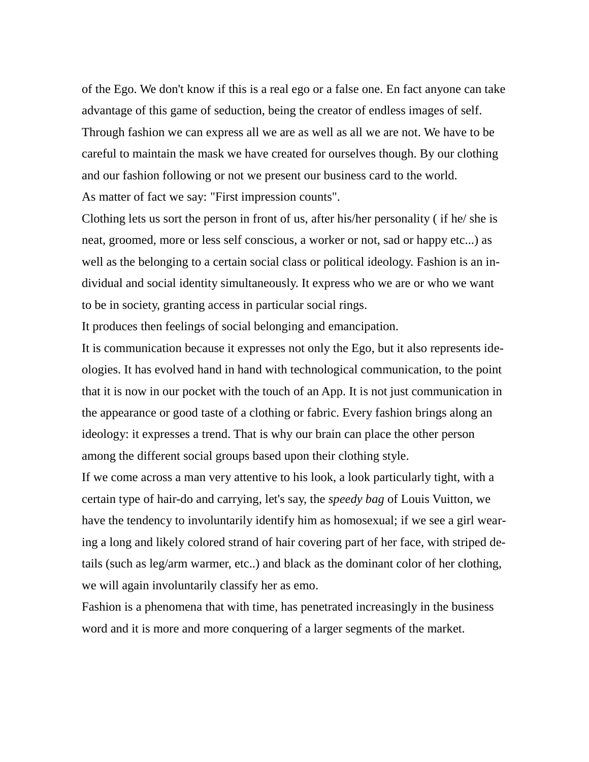of the Ego. We don't know if this is a real ego or a false one. En fact anyone can take advantage of this game of seduction, being the creator of endless images of self. Through fashion we can express all we are as well as all we are not. We have to be careful to maintain the mask we have created for ourselves though. By our clothing and our fashion following or not we present our business card to the world.
As matter of fact we say: "First impression counts".
Clothing lets us sort the person in front of us, after his/her personality ( if he/ she is neat, groomed, more or less self conscious, a worker or not, sad or happy etc...) as well as the belonging to a certain social class or political ideology. Fashion is an individual and social identity simultaneously. It express who we are or who we want to be in society, granting access in particular social rings.
It produces then feelings of social belonging and emancipation.
It is communication because it expresses not only the Ego, but it also represents ideologies. It has evolved hand in hand with technological communication, to the point that it is now in our pocket with the touch of an App. It is not just communication in the appearance or good taste of a clothing or fabric. Every fashion brings along an ideology: it expresses a trend. That is why our brain can place the other person among the different social groups based upon their clothing style.
If we come across a man very attentive to his look, a look particularly tight, with a certain type of hair-do and carrying, let's say, the *speedy bag* of Louis Vuitton, we have the tendency to involuntarily identify him as homosexual; if we see a girl wearing a long and likely colored strand of hair covering part of her face, with striped details (such as leg/arm warmer, etc..) and black as the dominant color of her clothing, we will again involuntarily classify her as emo.
Fashion is a phenomena that with time, has penetrated increasingly in the business word and it is more and more conquering of a larger segments of the market.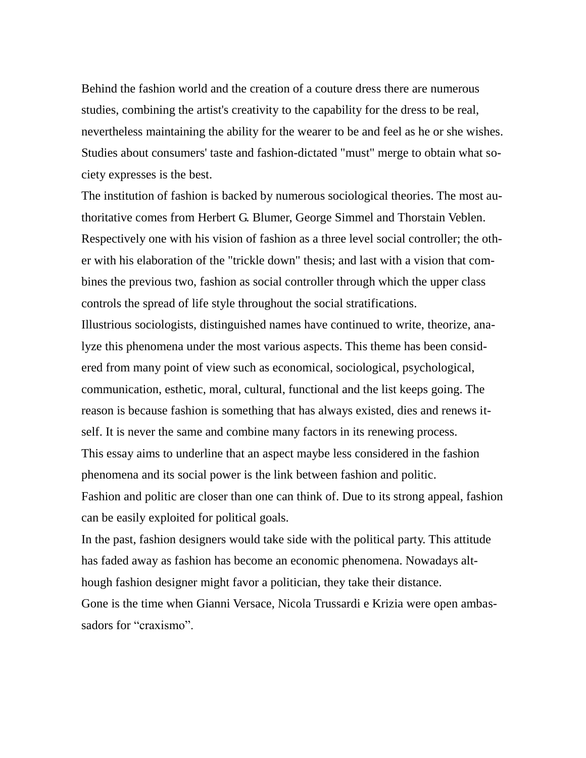Behind the fashion world and the creation of a couture dress there are numerous studies, combining the artist's creativity to the capability for the dress to be real, nevertheless maintaining the ability for the wearer to be and feel as he or she wishes. Studies about consumers' taste and fashion-dictated "must" merge to obtain what society expresses is the best.

The institution of fashion is backed by numerous sociological theories. The most authoritative comes from Herbert G. Blumer, George Simmel and Thorstain Veblen. Respectively one with his vision of fashion as a three level social controller; the other with his elaboration of the "trickle down" thesis; and last with a vision that combines the previous two, fashion as social controller through which the upper class controls the spread of life style throughout the social stratifications.

Illustrious sociologists, distinguished names have continued to write, theorize, analyze this phenomena under the most various aspects. This theme has been considered from many point of view such as economical, sociological, psychological, communication, esthetic, moral, cultural, functional and the list keeps going. The reason is because fashion is something that has always existed, dies and renews itself. It is never the same and combine many factors in its renewing process.

This essay aims to underline that an aspect maybe less considered in the fashion phenomena and its social power is the link between fashion and politic.

Fashion and politic are closer than one can think of. Due to its strong appeal, fashion can be easily exploited for political goals.

In the past, fashion designers would take side with the political party. This attitude has faded away as fashion has become an economic phenomena. Nowadays although fashion designer might favor a politician, they take their distance.

Gone is the time when Gianni Versace, Nicola Trussardi e Krizia were open ambassadors for “craxismo”.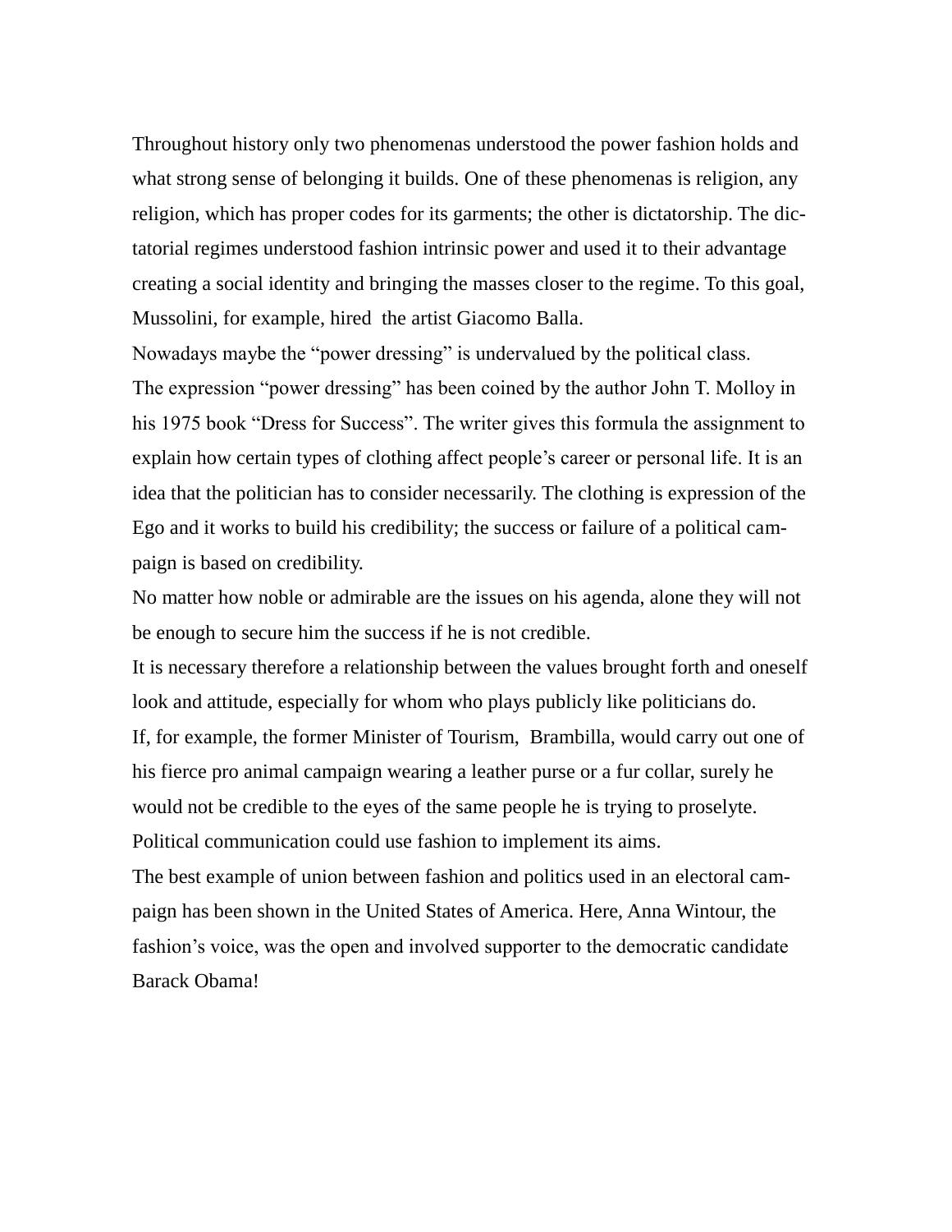Throughout history only two phenomenas understood the power fashion holds and what strong sense of belonging it builds. One of these phenomenas is religion, any religion, which has proper codes for its garments; the other is dictatorship. The dictatorial regimes understood fashion intrinsic power and used it to their advantage creating a social identity and bringing the masses closer to the regime. To this goal, Mussolini, for example, hired the artist Giacomo Balla.

Nowadays maybe the "power dressing" is undervalued by the political class.

The expression "power dressing" has been coined by the author John T. Molloy in his 1975 book "Dress for Success". The writer gives this formula the assignment to explain how certain types of clothing affect people's career or personal life. It is an idea that the politician has to consider necessarily. The clothing is expression of the Ego and it works to build his credibility; the success or failure of a political campaign is based on credibility.

No matter how noble or admirable are the issues on his agenda, alone they will not be enough to secure him the success if he is not credible.

It is necessary therefore a relationship between the values brought forth and oneself look and attitude, especially for whom who plays publicly like politicians do.

If, for example, the former Minister of Tourism, Brambilla, would carry out one of his fierce pro animal campaign wearing a leather purse or a fur collar, surely he would not be credible to the eyes of the same people he is trying to proselyte.

Political communication could use fashion to implement its aims.

The best example of union between fashion and politics used in an electoral campaign has been shown in the United States of America. Here, Anna Wintour, the fashion's voice, was the open and involved supporter to the democratic candidate Barack Obama!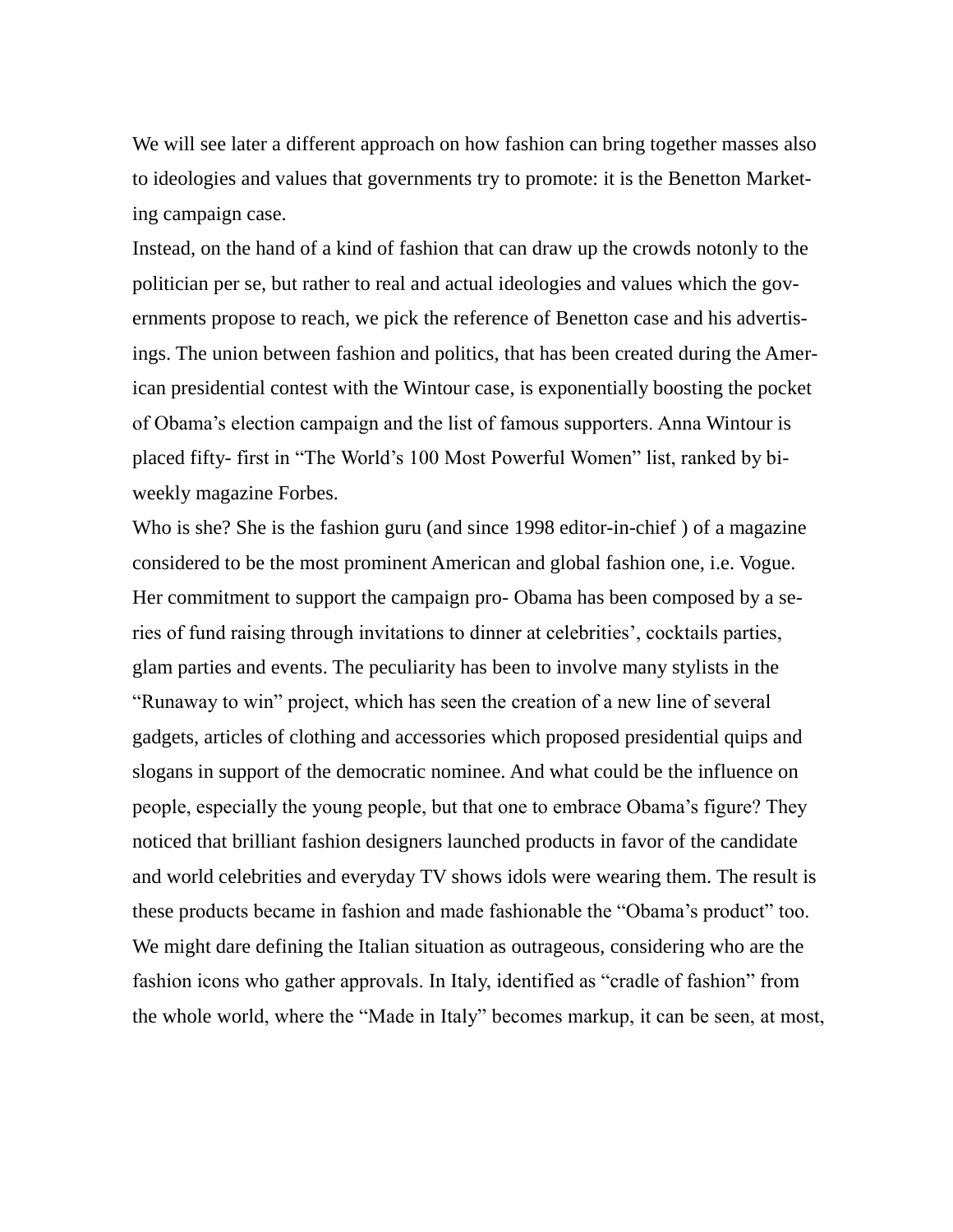We will see later a different approach on how fashion can bring together masses also to ideologies and values that governments try to promote: it is the Benetton Marketing campaign case.

Instead, on the hand of a kind of fashion that can draw up the crowds notonly to the politician per se, but rather to real and actual ideologies and values which the governments propose to reach, we pick the reference of Benetton case and his advertisings. The union between fashion and politics, that has been created during the American presidential contest with the Wintour case, is exponentially boosting the pocket of Obama's election campaign and the list of famous supporters. Anna Wintour is placed fifty- first in "The World's 100 Most Powerful Women" list, ranked by biweekly magazine Forbes.

Who is she? She is the fashion guru (and since 1998 editor-in-chief ) of a magazine considered to be the most prominent American and global fashion one, i.e. Vogue. Her commitment to support the campaign pro- Obama has been composed by a series of fund raising through invitations to dinner at celebrities', cocktails parties, glam parties and events. The peculiarity has been to involve many stylists in the "Runaway to win" project, which has seen the creation of a new line of several gadgets, articles of clothing and accessories which proposed presidential quips and slogans in support of the democratic nominee. And what could be the influence on people, especially the young people, but that one to embrace Obama's figure? They noticed that brilliant fashion designers launched products in favor of the candidate and world celebrities and everyday TV shows idols were wearing them. The result is these products became in fashion and made fashionable the "Obama's product" too.

We might dare defining the Italian situation as outrageous, considering who are the fashion icons who gather approvals. In Italy, identified as "cradle of fashion" from the whole world, where the "Made in Italy" becomes markup, it can be seen, at most,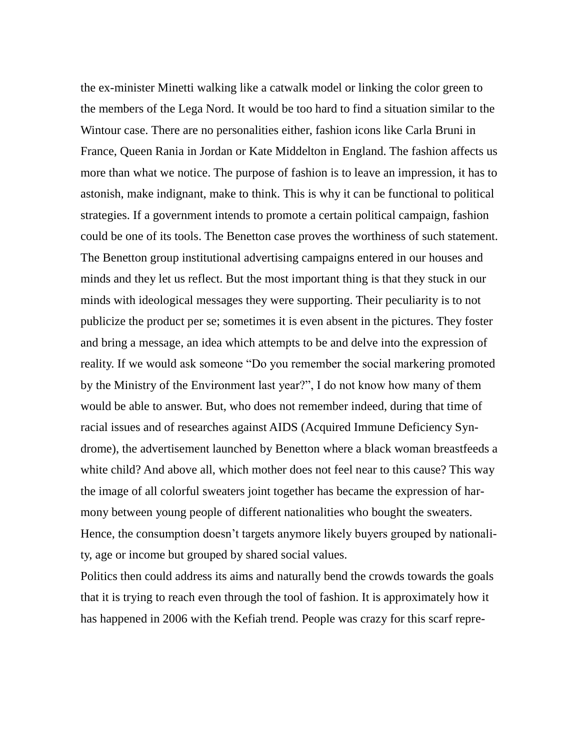the ex-minister Minetti walking like a catwalk model or linking the color green to the members of the Lega Nord. It would be too hard to find a situation similar to the Wintour case. There are no personalities either, fashion icons like Carla Bruni in France, Queen Rania in Jordan or Kate Middelton in England. The fashion affects us more than what we notice. The purpose of fashion is to leave an impression, it has to astonish, make indignant, make to think. This is why it can be functional to political strategies. If a government intends to promote a certain political campaign, fashion could be one of its tools. The Benetton case proves the worthiness of such statement. The Benetton group institutional advertising campaigns entered in our houses and minds and they let us reflect. But the most important thing is that they stuck in our minds with ideological messages they were supporting. Their peculiarity is to not publicize the product per se; sometimes it is even absent in the pictures. They foster and bring a message, an idea which attempts to be and delve into the expression of reality. If we would ask someone "Do you remember the social markering promoted by the Ministry of the Environment last year?", I do not know how many of them would be able to answer. But, who does not remember indeed, during that time of racial issues and of researches against AIDS (Acquired Immune Deficiency Syndrome), the advertisement launched by Benetton where a black woman breastfeeds a white child? And above all, which mother does not feel near to this cause? This way the image of all colorful sweaters joint together has became the expression of harmony between young people of different nationalities who bought the sweaters. Hence, the consumption doesn't targets anymore likely buyers grouped by nationality, age or income but grouped by shared social values.

Politics then could address its aims and naturally bend the crowds towards the goals that it is trying to reach even through the tool of fashion. It is approximately how it has happened in 2006 with the Kefiah trend. People was crazy for this scarf repre-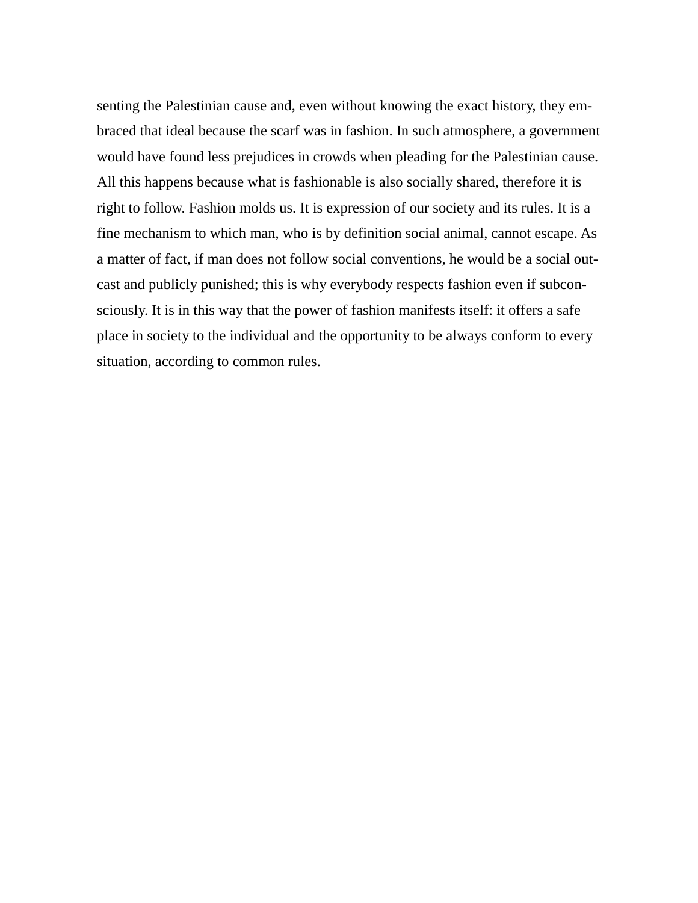senting the Palestinian cause and, even without knowing the exact history, they embraced that ideal because the scarf was in fashion. In such atmosphere, a government would have found less prejudices in crowds when pleading for the Palestinian cause. All this happens because what is fashionable is also socially shared, therefore it is right to follow. Fashion molds us. It is expression of our society and its rules. It is a fine mechanism to which man, who is by definition social animal, cannot escape. As a matter of fact, if man does not follow social conventions, he would be a social outcast and publicly punished; this is why everybody respects fashion even if subconsciously. It is in this way that the power of fashion manifests itself: it offers a safe place in society to the individual and the opportunity to be always conform to every situation, according to common rules.